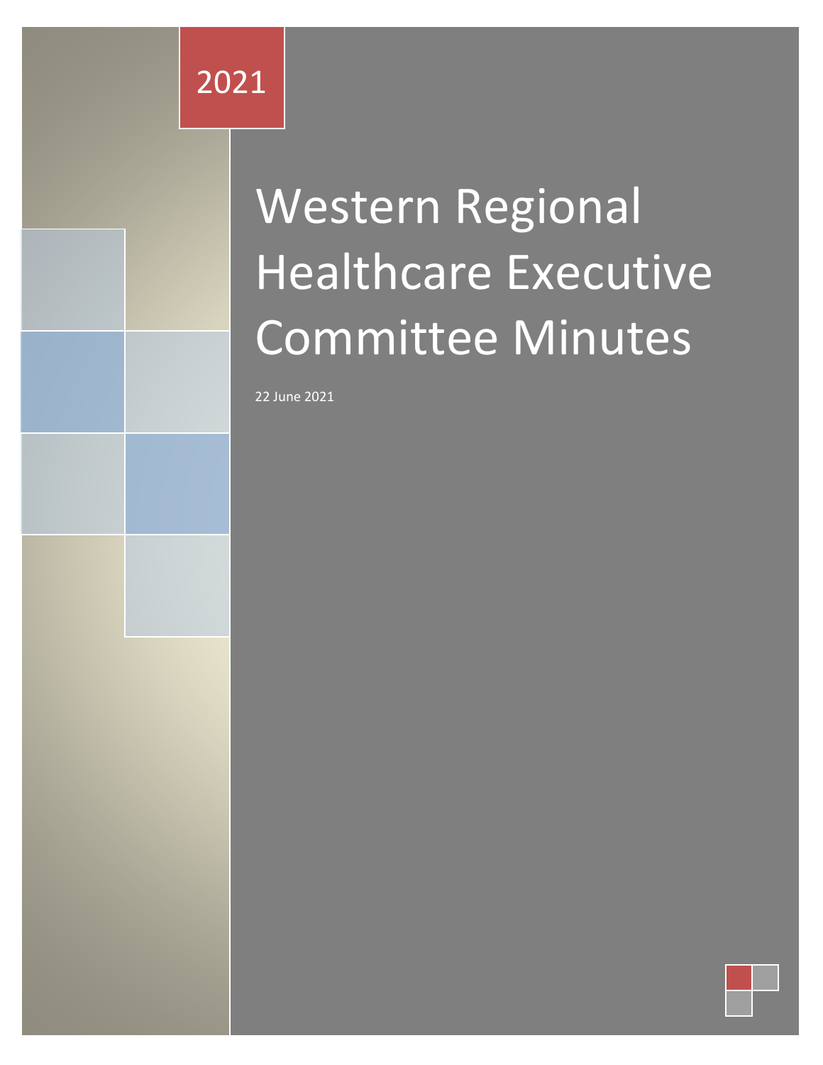2021

# Western Regional Healthcare Executive Committee Minutes

22 June 2021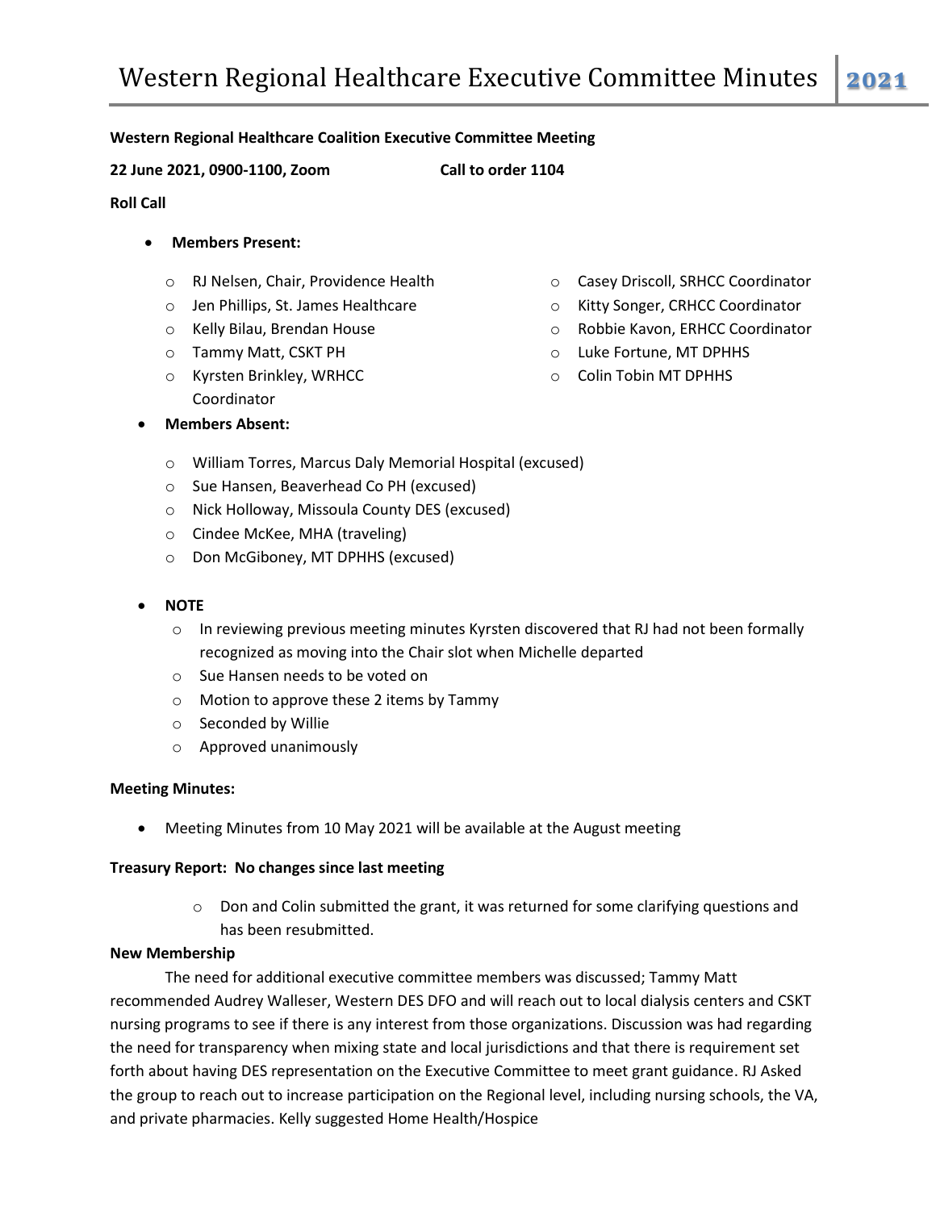**Western Regional Healthcare Coalition Executive Committee Meeting**

**22 June 2021, 0900-1100, Zoom** **Call to order 1104**

**Roll Call**

- **Members Present:**
  - RJ Nelsen, Chair, Providence Health
  - Jen Phillips, St. James Healthcare
  - Kelly Bilau, Brendan House
  - Tammy Matt, CSKT PH
  - Kyrsten Brinkley, WRHCC Coordinator
  - Casey Driscoll, SRHCC Coordinator
  - Kitty Songer, CRHCC Coordinator
  - Robbie Kavon, ERHCC Coordinator
  - Luke Fortune, MT DPHHS
  - Colin Tobin MT DPHHS
- **Members Absent:**
  - William Torres, Marcus Daly Memorial Hospital (excused)
  - Sue Hansen, Beaverhead Co PH (excused)
  - Nick Holloway, Missoula County DES (excused)
  - Cindee McKee, MHA (traveling)
  - Don McGiboney, MT DPHHS (excused)
- **NOTE**
  - In reviewing previous meeting minutes Kyrsten discovered that RJ had not been formally recognized as moving into the Chair slot when Michelle departed
  - Sue Hansen needs to be voted on
  - Motion to approve these 2 items by Tammy
  - Seconded by Willie
  - Approved unanimously

**Meeting Minutes:**

- Meeting Minutes from 10 May 2021 will be available at the August meeting

**Treasury Report: No changes since last meeting**

- Don and Colin submitted the grant, it was returned for some clarifying questions and has been resubmitted.

**New Membership**

The need for additional executive committee members was discussed; Tammy Matt recommended Audrey Walleser, Western DES DFO and will reach out to local dialysis centers and CSKT nursing programs to see if there is any interest from those organizations. Discussion was had regarding the need for transparency when mixing state and local jurisdictions and that there is requirement set forth about having DES representation on the Executive Committee to meet grant guidance. RJ Asked the group to reach out to increase participation on the Regional level, including nursing schools, the VA, and private pharmacies. Kelly suggested Home Health/Hospice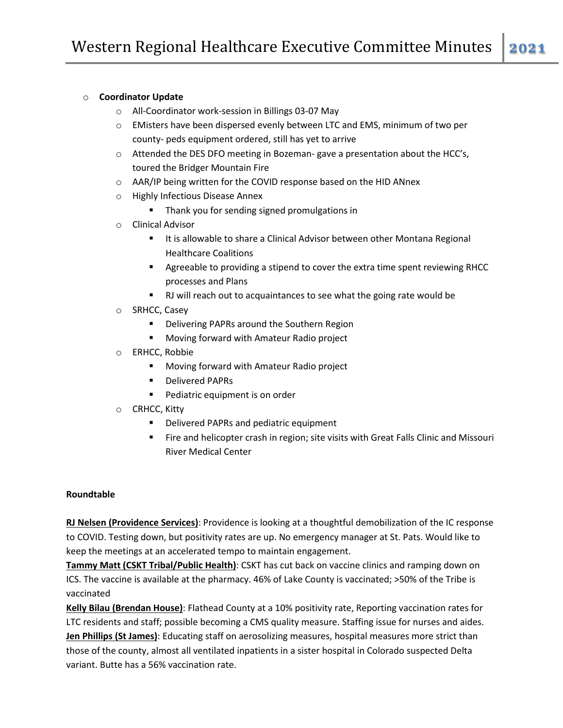- **Coordinator Update**
  - All-Coordinator work-session in Billings 03-07 May
  - EMisters have been dispersed evenly between LTC and EMS, minimum of two per county- peds equipment ordered, still has yet to arrive
  - Attended the DES DFO meeting in Bozeman- gave a presentation about the HCC's, toured the Bridger Mountain Fire
  - AAR/IP being written for the COVID response based on the HID ANnex
  - Highly Infectious Disease Annex
    - Thank you for sending signed promulgations in
  - Clinical Advisor
    - It is allowable to share a Clinical Advisor between other Montana Regional Healthcare Coalitions
    - Agreeable to providing a stipend to cover the extra time spent reviewing RHCC processes and Plans
    - RJ will reach out to acquaintances to see what the going rate would be
  - SRHCC, Casey
    - Delivering PAPRs around the Southern Region
    - Moving forward with Amateur Radio project
  - ERHCC, Robbie
    - Moving forward with Amateur Radio project
    - Delivered PAPRs
    - Pediatric equipment is on order
  - CRHCC, Kitty
    - Delivered PAPRs and pediatric equipment
    - Fire and helicopter crash in region; site visits with Great Falls Clinic and Missouri River Medical Center

**Roundtable**

**RJ Nelsen (Providence Services)**: Providence is looking at a thoughtful demobilization of the IC response to COVID. Testing down, but positivity rates are up. No emergency manager at St. Pats. Would like to keep the meetings at an accelerated tempo to maintain engagement.

**Tammy Matt (CSKT Tribal/Public Health)**: CSKT has cut back on vaccine clinics and ramping down on ICS. The vaccine is available at the pharmacy. 46% of Lake County is vaccinated; >50% of the Tribe is vaccinated

**Kelly Bilau (Brendan House)**: Flathead County at a 10% positivity rate, Reporting vaccination rates for LTC residents and staff; possible becoming a CMS quality measure. Staffing issue for nurses and aides.

**Jen Phillips (St James)**: Educating staff on aerosolizing measures, hospital measures more strict than those of the county, almost all ventilated inpatients in a sister hospital in Colorado suspected Delta variant. Butte has a 56% vaccination rate.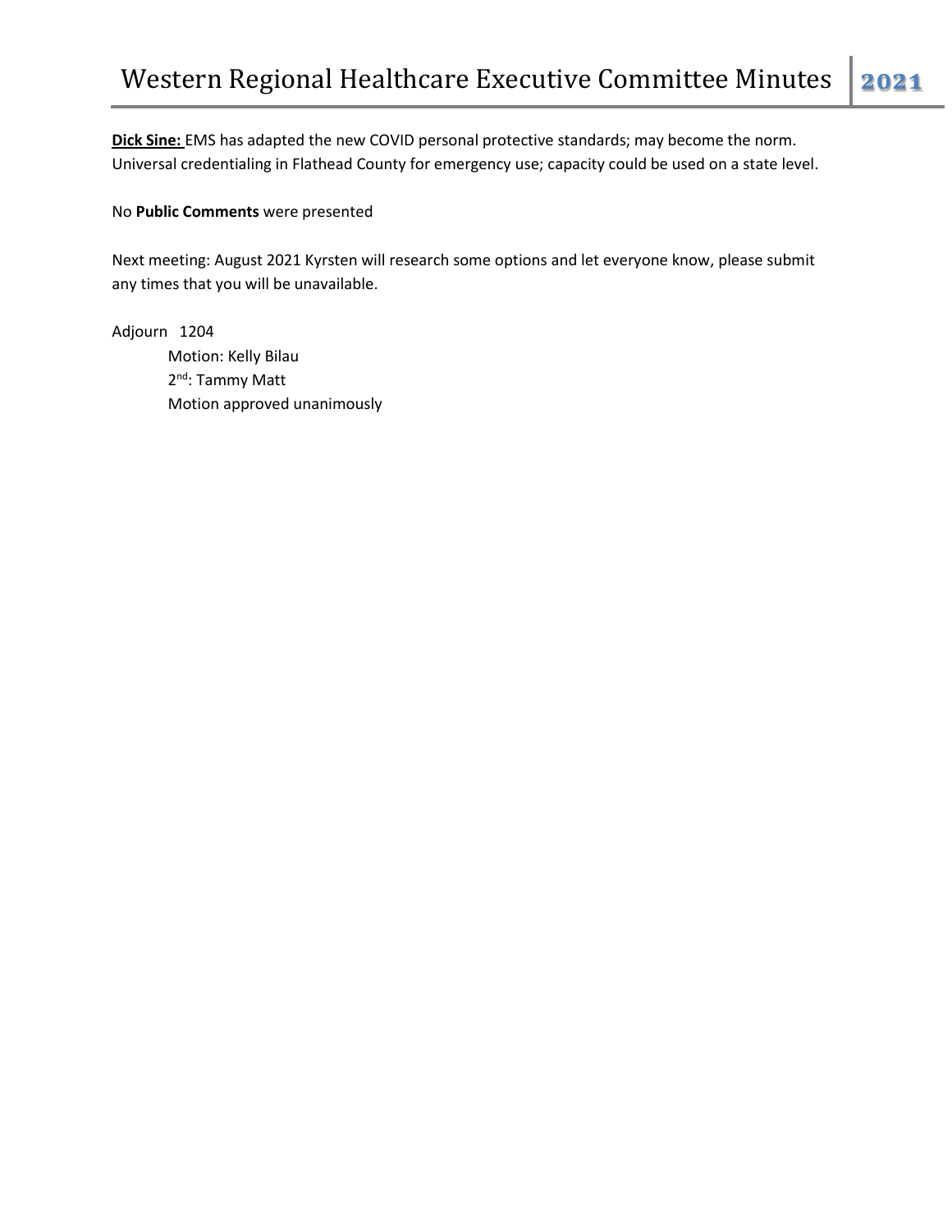**Dick Sine:** EMS has adapted the new COVID personal protective standards; may become the norm. Universal credentialing in Flathead County for emergency use; capacity could be used on a state level.

No **Public Comments** were presented

Next meeting: August 2021 Kyrsten will research some options and let everyone know, please submit any times that you will be unavailable.

Adjourn 1204

Motion: Kelly Bilau
2nd: Tammy Matt
Motion approved unanimously